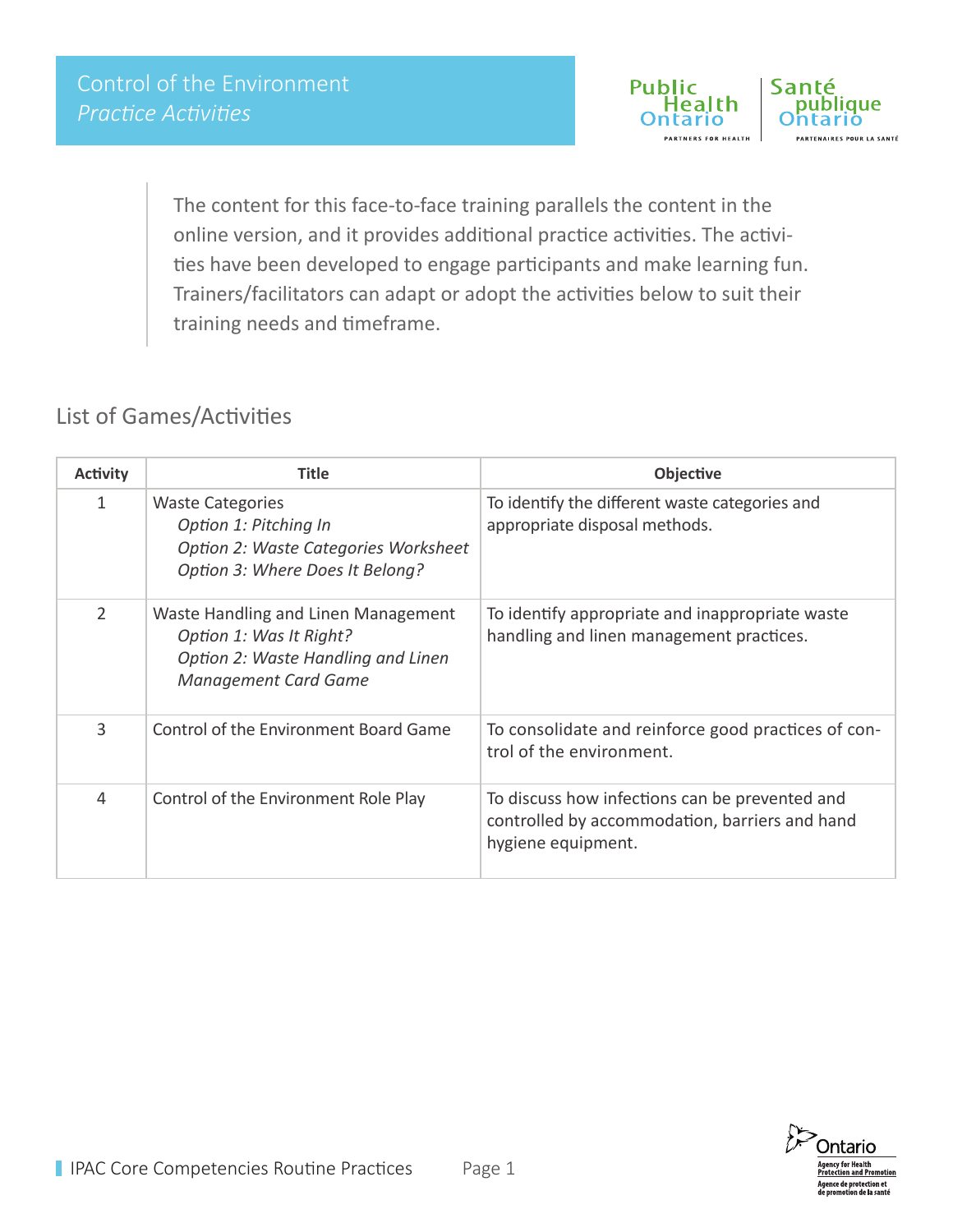# Control of the Environment

## *Practice Activities*

The content for this face-to-face training parallels the content in the online version, and it provides additional practice activities. The activities have been developed to engage participants and make learning fun. Trainers/facilitators can adapt or adopt the activities below to suit their training needs and timeframe.

## List of Games/Activities

| Activity | Title | Objective |
|---|---|---|
| 1 | Waste Categories<br>*Option 1: Pitching In*<br>*Option 2: Waste Categories Worksheet*<br>*Option 3: Where Does It Belong?* | To identify the different waste categories and appropriate disposal methods. |
| 2 | Waste Handling and Linen Management<br>*Option 1: Was It Right?*<br>*Option 2: Waste Handling and Linen Management Card Game* | To identify appropriate and inappropriate waste handling and linen management practices. |
| 3 | Control of the Environment Board Game | To consolidate and reinforce good practices of control of the environment. |
| 4 | Control of the Environment Role Play | To discuss how infections can be prevented and controlled by accommodation, barriers and hand hygiene equipment. |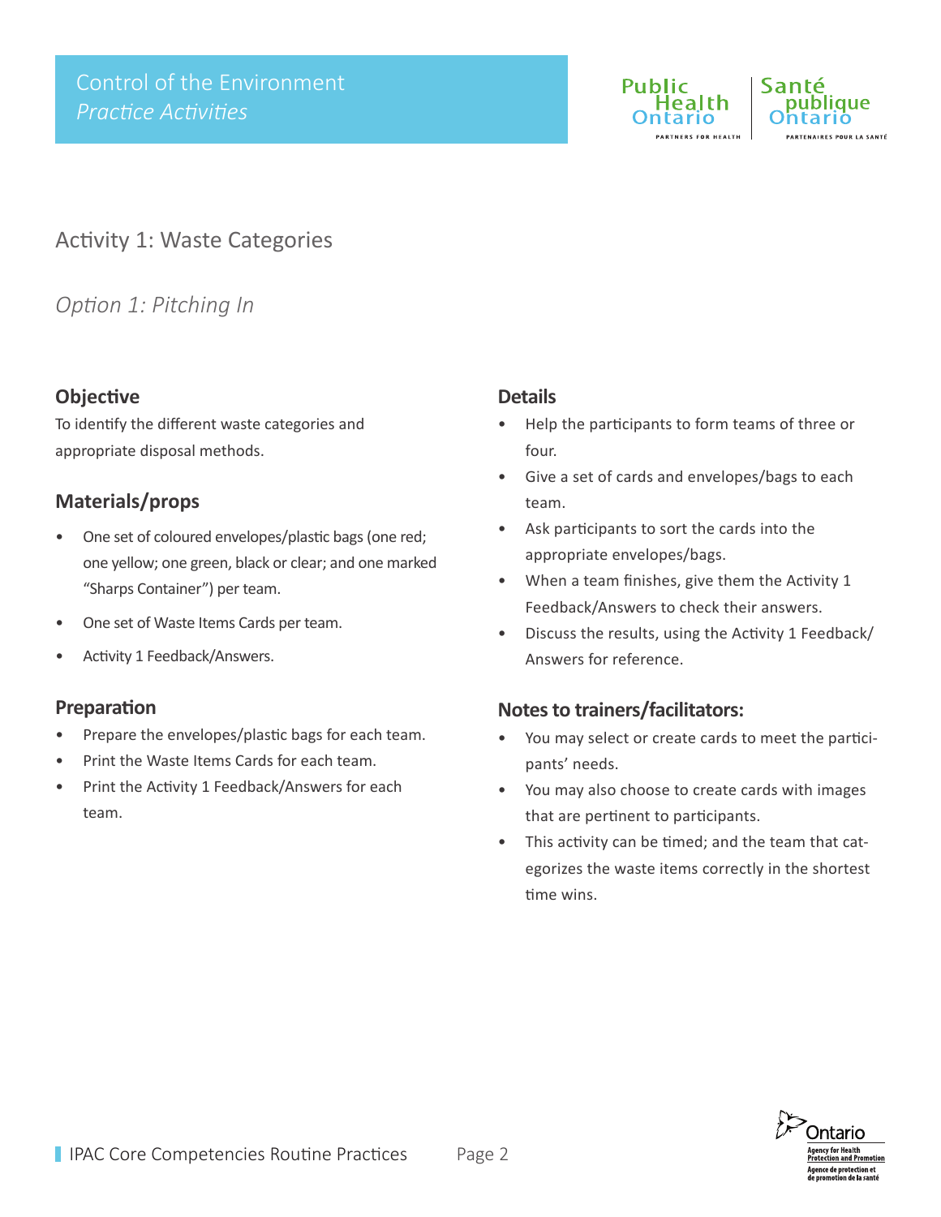# Activity 1: Waste Categories

*Option 1: Pitching In*

## Objective

To identify the different waste categories and appropriate disposal methods.

## Materials/props

- One set of coloured envelopes/plastic bags (one red; one yellow; one green, black or clear; and one marked "Sharps Container") per team.
- One set of Waste Items Cards per team.
- Activity 1 Feedback/Answers.

## Preparation

- Prepare the envelopes/plastic bags for each team.
- Print the Waste Items Cards for each team.
- Print the Activity 1 Feedback/Answers for each team.

## Details

- Help the participants to form teams of three or four.
- Give a set of cards and envelopes/bags to each team.
- Ask participants to sort the cards into the appropriate envelopes/bags.
- When a team finishes, give them the Activity 1 Feedback/Answers to check their answers.
- Discuss the results, using the Activity 1 Feedback/Answers for reference.

## Notes to trainers/facilitators:

- You may select or create cards to meet the participants' needs.
- You may also choose to create cards with images that are pertinent to participants.
- This activity can be timed; and the team that categorizes the waste items correctly in the shortest time wins.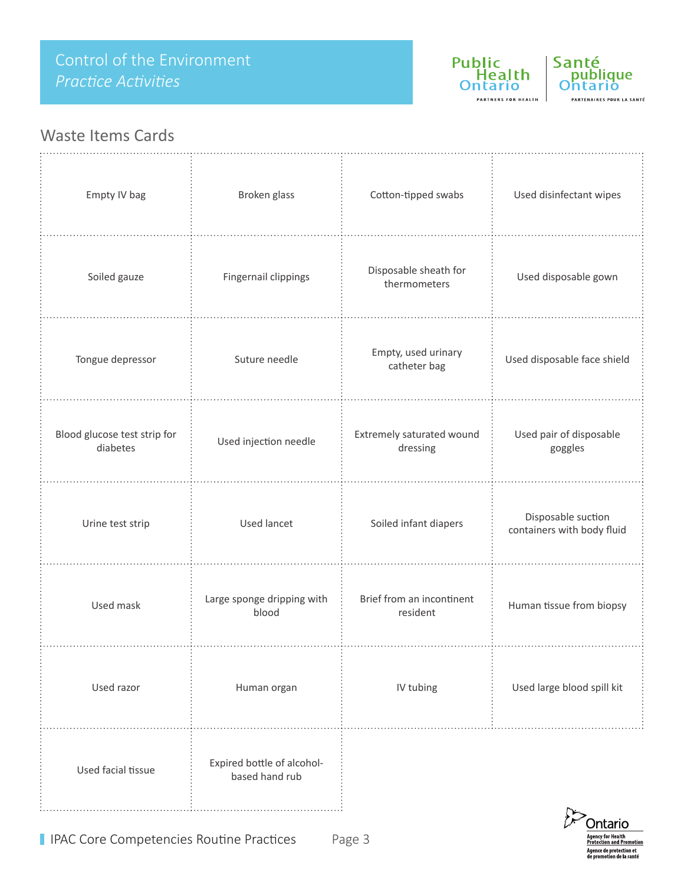## Waste Items Cards

| | | | |
|---|---|---|---|
| Empty IV bag | Broken glass | Cotton-tipped swabs | Used disinfectant wipes |
| Soiled gauze | Fingernail clippings | Disposable sheath for thermometers | Used disposable gown |
| Tongue depressor | Suture needle | Empty, used urinary catheter bag | Used disposable face shield |
| Blood glucose test strip for diabetes | Used injection needle | Extremely saturated wound dressing | Used pair of disposable goggles |
| Urine test strip | Used lancet | Soiled infant diapers | Disposable suction containers with body fluid |
| Used mask | Large sponge dripping with blood | Brief from an incontinent resident | Human tissue from biopsy |
| Used razor | Human organ | IV tubing | Used large blood spill kit |
| Used facial tissue | Expired bottle of alcohol-based hand rub | | |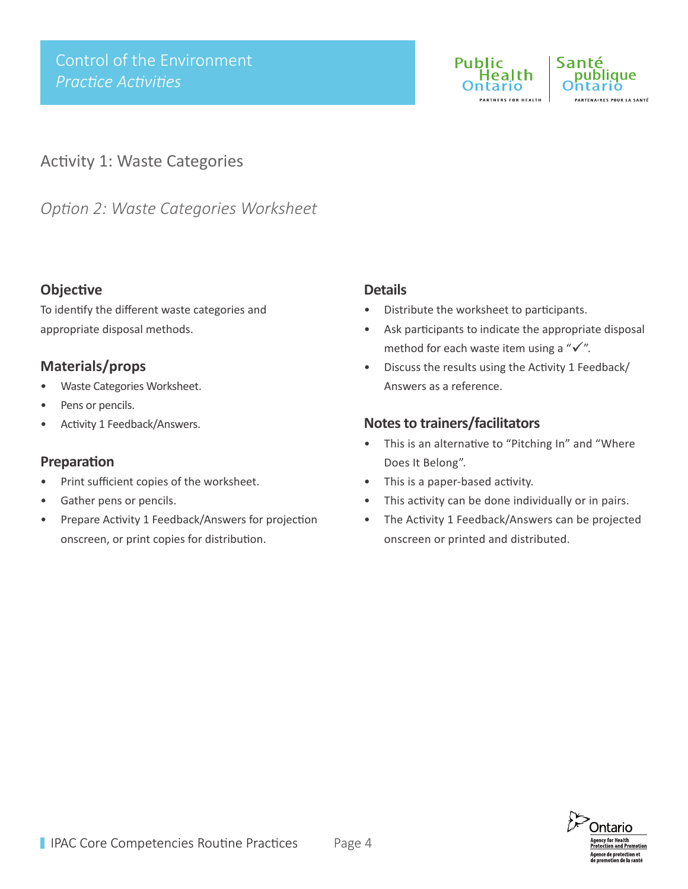# Activity 1: Waste Categories

## *Option 2: Waste Categories Worksheet*

### Objective

To identify the different waste categories and appropriate disposal methods.

### Materials/props

- Waste Categories Worksheet.
- Pens or pencils.
- Activity 1 Feedback/Answers.

### Preparation

- Print sufficient copies of the worksheet.
- Gather pens or pencils.
- Prepare Activity 1 Feedback/Answers for projection onscreen, or print copies for distribution.

### Details

- Distribute the worksheet to participants.
- Ask participants to indicate the appropriate disposal method for each waste item using a "✓".
- Discuss the results using the Activity 1 Feedback/ Answers as a reference.

### Notes to trainers/facilitators

- This is an alternative to "Pitching In" and "Where Does It Belong".
- This is a paper-based activity.
- This activity can be done individually or in pairs.
- The Activity 1 Feedback/Answers can be projected onscreen or printed and distributed.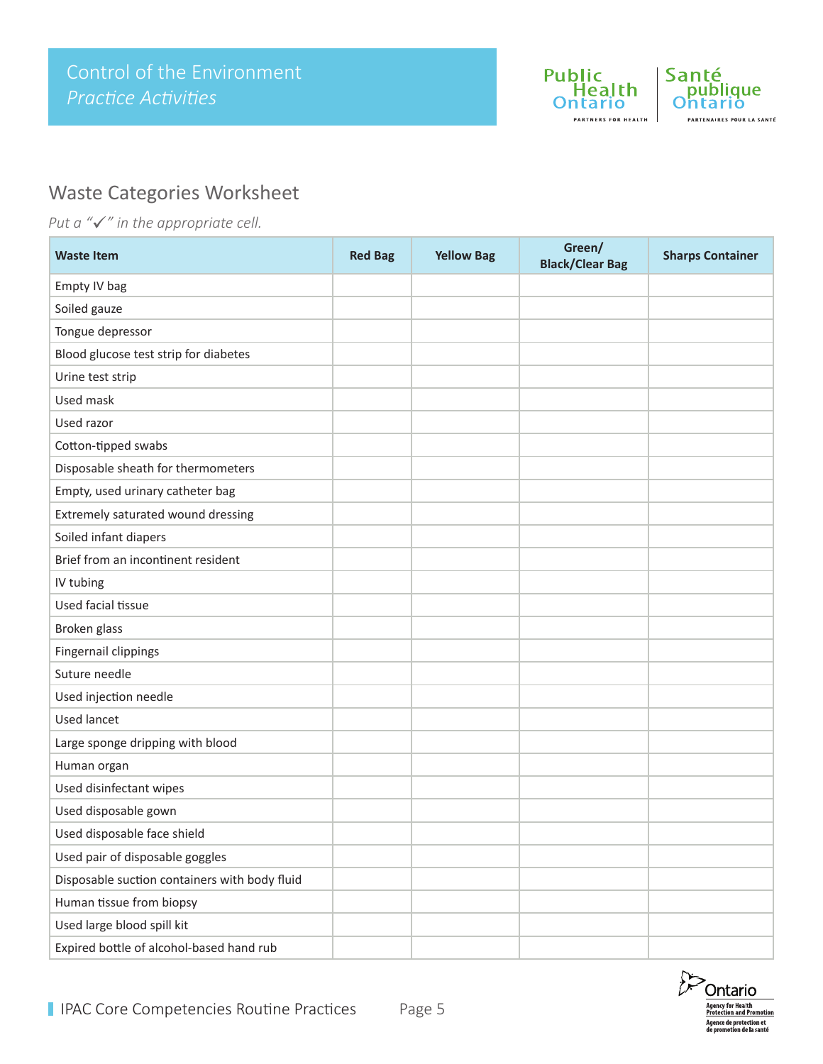# Control of the Environment
*Practice Activities*

## Waste Categories Worksheet

*Put a "✓" in the appropriate cell.*

| Waste Item | Red Bag | Yellow Bag | Green/ Black/Clear Bag | Sharps Container |
|---|---|---|---|---|
| Empty IV bag | | | | |
| Soiled gauze | | | | |
| Tongue depressor | | | | |
| Blood glucose test strip for diabetes | | | | |
| Urine test strip | | | | |
| Used mask | | | | |
| Used razor | | | | |
| Cotton-tipped swabs | | | | |
| Disposable sheath for thermometers | | | | |
| Empty, used urinary catheter bag | | | | |
| Extremely saturated wound dressing | | | | |
| Soiled infant diapers | | | | |
| Brief from an incontinent resident | | | | |
| IV tubing | | | | |
| Used facial tissue | | | | |
| Broken glass | | | | |
| Fingernail clippings | | | | |
| Suture needle | | | | |
| Used injection needle | | | | |
| Used lancet | | | | |
| Large sponge dripping with blood | | | | |
| Human organ | | | | |
| Used disinfectant wipes | | | | |
| Used disposable gown | | | | |
| Used disposable face shield | | | | |
| Used pair of disposable goggles | | | | |
| Disposable suction containers with body fluid | | | | |
| Human tissue from biopsy | | | | |
| Used large blood spill kit | | | | |
| Expired bottle of alcohol-based hand rub | | | | |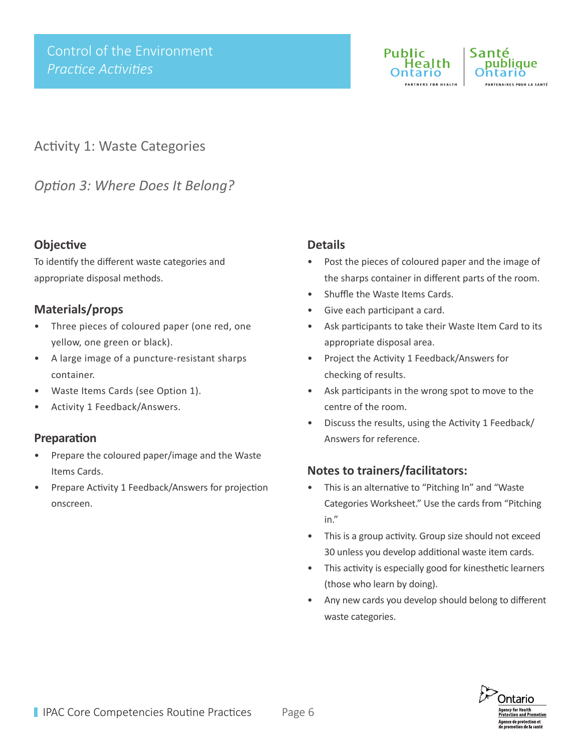# Activity 1: Waste Categories

## *Option 3: Where Does It Belong?*

### Objective

To identify the different waste categories and appropriate disposal methods.

### Materials/props

- Three pieces of coloured paper (one red, one yellow, one green or black).
- A large image of a puncture-resistant sharps container.
- Waste Items Cards (see Option 1).
- Activity 1 Feedback/Answers.

### Preparation

- Prepare the coloured paper/image and the Waste Items Cards.
- Prepare Activity 1 Feedback/Answers for projection onscreen.

### Details

- Post the pieces of coloured paper and the image of the sharps container in different parts of the room.
- Shuffle the Waste Items Cards.
- Give each participant a card.
- Ask participants to take their Waste Item Card to its appropriate disposal area.
- Project the Activity 1 Feedback/Answers for checking of results.
- Ask participants in the wrong spot to move to the centre of the room.
- Discuss the results, using the Activity 1 Feedback/Answers for reference.

### Notes to trainers/facilitators:

- This is an alternative to “Pitching In” and “Waste Categories Worksheet.” Use the cards from “Pitching in.”
- This is a group activity. Group size should not exceed 30 unless you develop additional waste item cards.
- This activity is especially good for kinesthetic learners (those who learn by doing).
- Any new cards you develop should belong to different waste categories.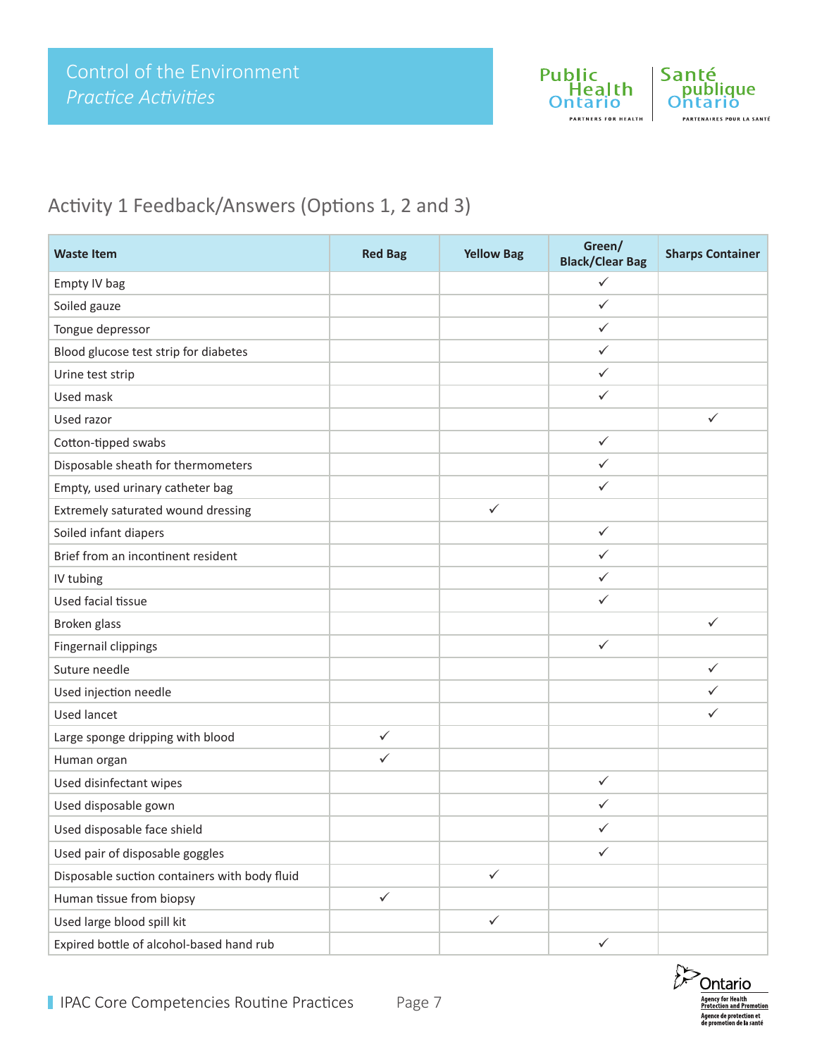## Activity 1 Feedback/Answers (Options 1, 2 and 3)

| Waste Item | Red Bag | Yellow Bag | Green/ Black/Clear Bag | Sharps Container |
|---|---|---|---|---|
| Empty IV bag | | | ✓ | |
| Soiled gauze | | | ✓ | |
| Tongue depressor | | | ✓ | |
| Blood glucose test strip for diabetes | | | ✓ | |
| Urine test strip | | | ✓ | |
| Used mask | | | ✓ | |
| Used razor | | | | ✓ |
| Cotton-tipped swabs | | | ✓ | |
| Disposable sheath for thermometers | | | ✓ | |
| Empty, used urinary catheter bag | | | ✓ | |
| Extremely saturated wound dressing | | ✓ | | |
| Soiled infant diapers | | | ✓ | |
| Brief from an incontinent resident | | | ✓ | |
| IV tubing | | | ✓ | |
| Used facial tissue | | | ✓ | |
| Broken glass | | | | ✓ |
| Fingernail clippings | | | ✓ | |
| Suture needle | | | | ✓ |
| Used injection needle | | | | ✓ |
| Used lancet | | | | ✓ |
| Large sponge dripping with blood | ✓ | | | |
| Human organ | ✓ | | | |
| Used disinfectant wipes | | | ✓ | |
| Used disposable gown | | | ✓ | |
| Used disposable face shield | | | ✓ | |
| Used pair of disposable goggles | | | ✓ | |
| Disposable suction containers with body fluid | | ✓ | | |
| Human tissue from biopsy | ✓ | | | |
| Used large blood spill kit | | ✓ | | |
| Expired bottle of alcohol-based hand rub | | | ✓ | |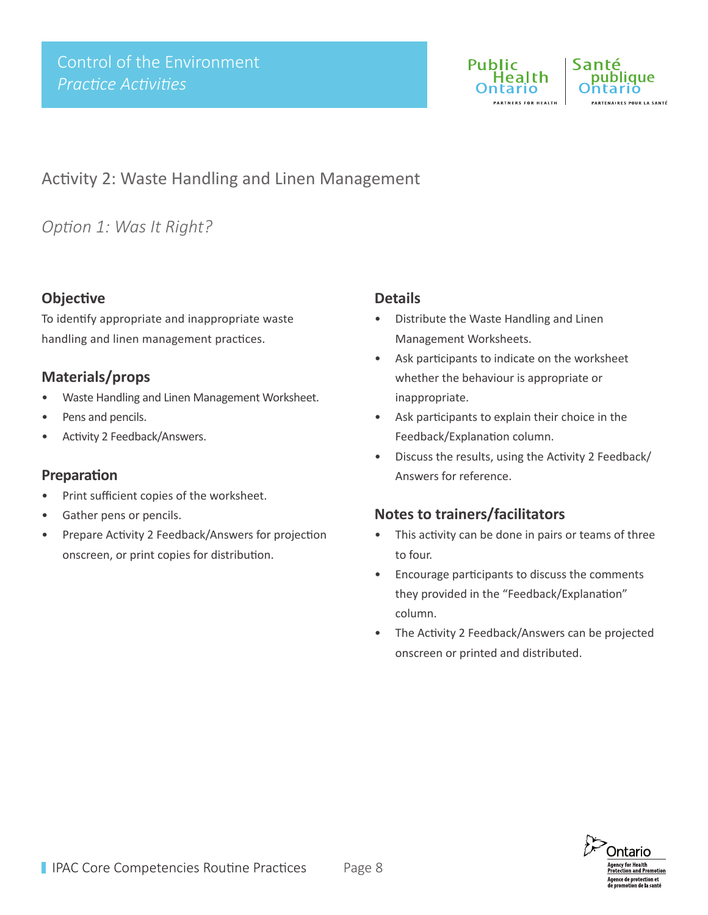# Activity 2: Waste Handling and Linen Management

*Option 1: Was It Right?*

## Objective

To identify appropriate and inappropriate waste handling and linen management practices.

## Materials/props

- Waste Handling and Linen Management Worksheet.
- Pens and pencils.
- Activity 2 Feedback/Answers.

## Preparation

- Print sufficient copies of the worksheet.
- Gather pens or pencils.
- Prepare Activity 2 Feedback/Answers for projection onscreen, or print copies for distribution.

## Details

- Distribute the Waste Handling and Linen Management Worksheets.
- Ask participants to indicate on the worksheet whether the behaviour is appropriate or inappropriate.
- Ask participants to explain their choice in the Feedback/Explanation column.
- Discuss the results, using the Activity 2 Feedback/Answers for reference.

## Notes to trainers/facilitators

- This activity can be done in pairs or teams of three to four.
- Encourage participants to discuss the comments they provided in the "Feedback/Explanation" column.
- The Activity 2 Feedback/Answers can be projected onscreen or printed and distributed.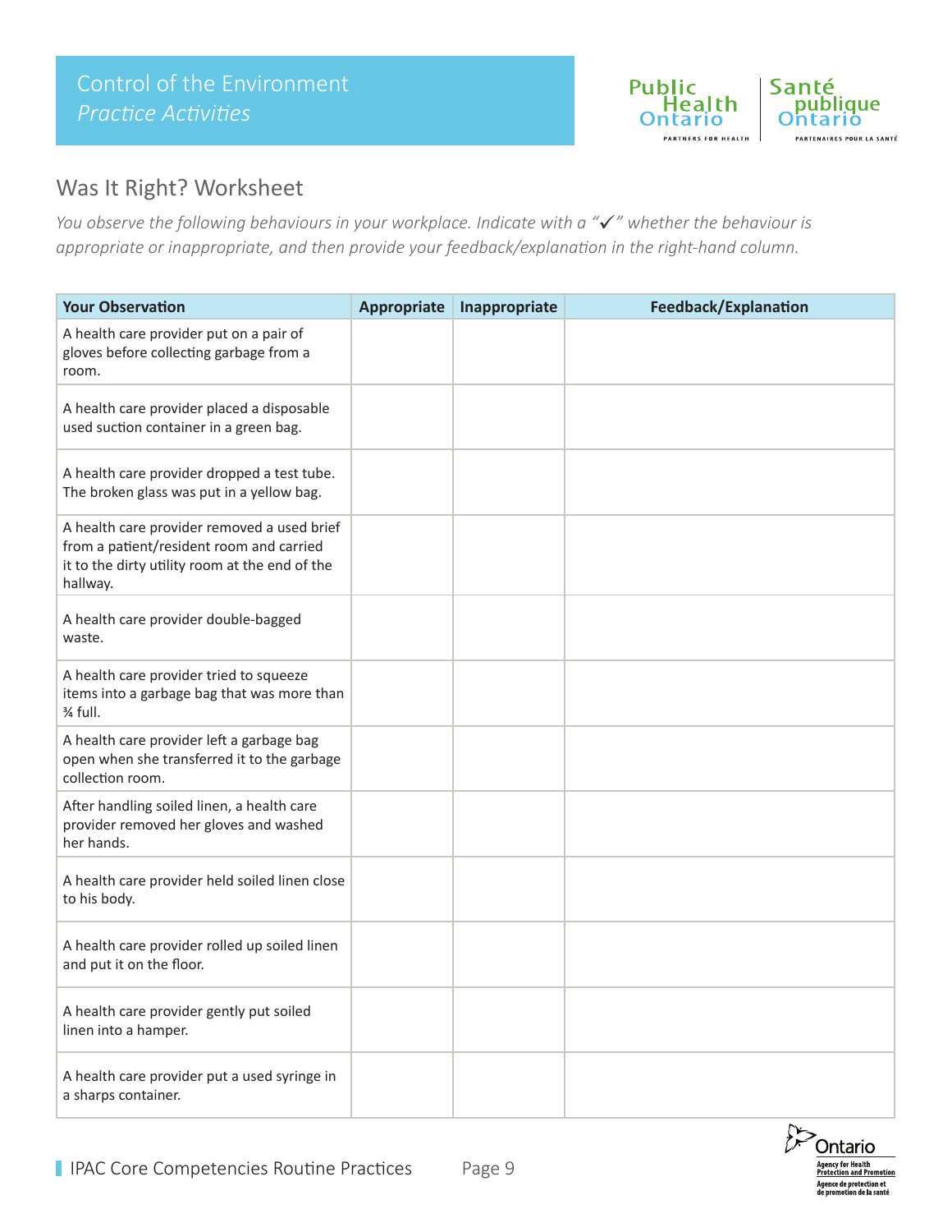# Control of the Environment
*Practice Activities*

## Was It Right? Worksheet

*You observe the following behaviours in your workplace. Indicate with a "✓" whether the behaviour is appropriate or inappropriate, and then provide your feedback/explanation in the right-hand column.*

| Your Observation | Appropriate | Inappropriate | Feedback/Explanation |
|---|---|---|---|
| A health care provider put on a pair of gloves before collecting garbage from a room. | | | |
| A health care provider placed a disposable used suction container in a green bag. | | | |
| A health care provider dropped a test tube. The broken glass was put in a yellow bag. | | | |
| A health care provider removed a used brief from a patient/resident room and carried it to the dirty utility room at the end of the hallway. | | | |
| A health care provider double-bagged waste. | | | |
| A health care provider tried to squeeze items into a garbage bag that was more than ¾ full. | | | |
| A health care provider left a garbage bag open when she transferred it to the garbage collection room. | | | |
| After handling soiled linen, a health care provider removed her gloves and washed her hands. | | | |
| A health care provider held soiled linen close to his body. | | | |
| A health care provider rolled up soiled linen and put it on the floor. | | | |
| A health care provider gently put soiled linen into a hamper. | | | |
| A health care provider put a used syringe in a sharps container. | | | |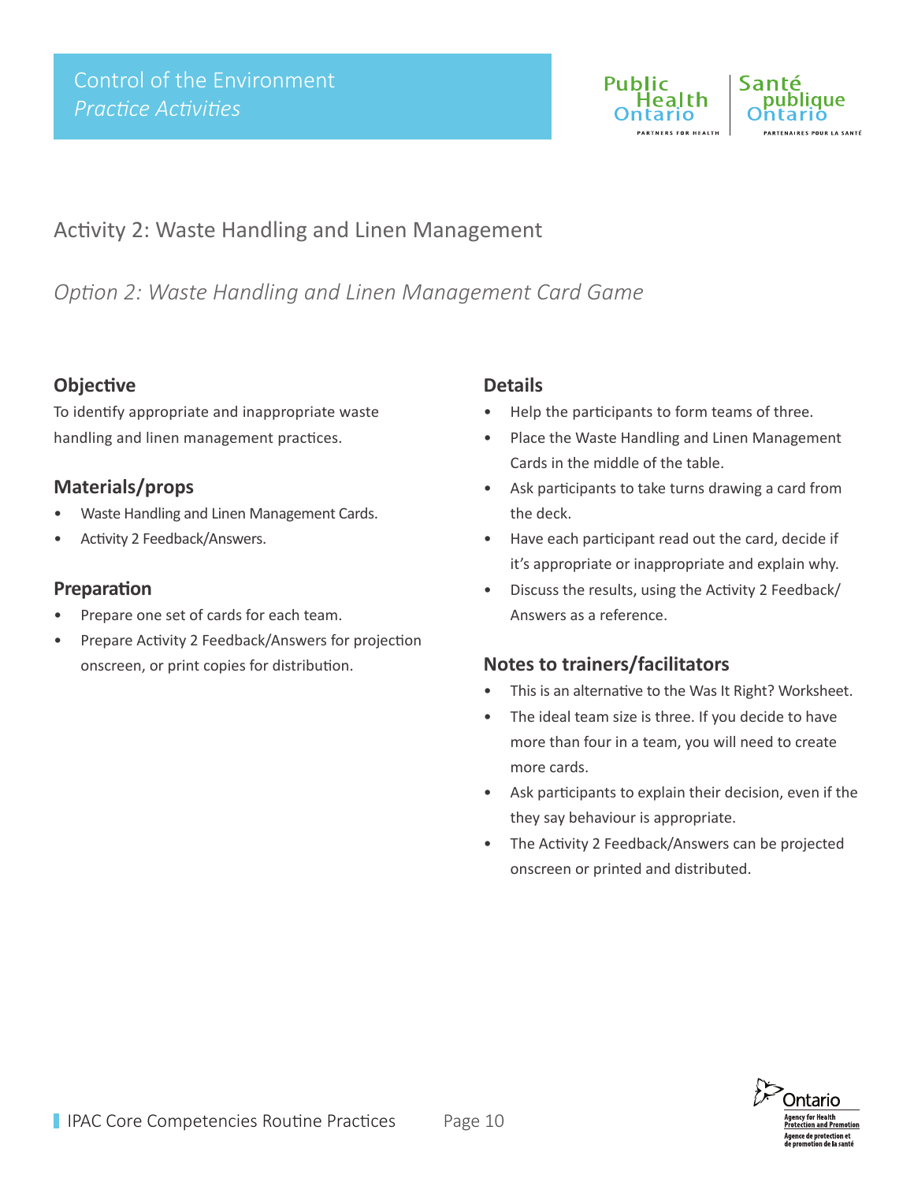# Activity 2: Waste Handling and Linen Management

*Option 2: Waste Handling and Linen Management Card Game*

## Objective

To identify appropriate and inappropriate waste handling and linen management practices.

## Materials/props

- Waste Handling and Linen Management Cards.
- Activity 2 Feedback/Answers.

## Preparation

- Prepare one set of cards for each team.
- Prepare Activity 2 Feedback/Answers for projection onscreen, or print copies for distribution.

## Details

- Help the participants to form teams of three.
- Place the Waste Handling and Linen Management Cards in the middle of the table.
- Ask participants to take turns drawing a card from the deck.
- Have each participant read out the card, decide if it's appropriate or inappropriate and explain why.
- Discuss the results, using the Activity 2 Feedback/Answers as a reference.

## Notes to trainers/facilitators

- This is an alternative to the Was It Right? Worksheet.
- The ideal team size is three. If you decide to have more than four in a team, you will need to create more cards.
- Ask participants to explain their decision, even if the they say behaviour is appropriate.
- The Activity 2 Feedback/Answers can be projected onscreen or printed and distributed.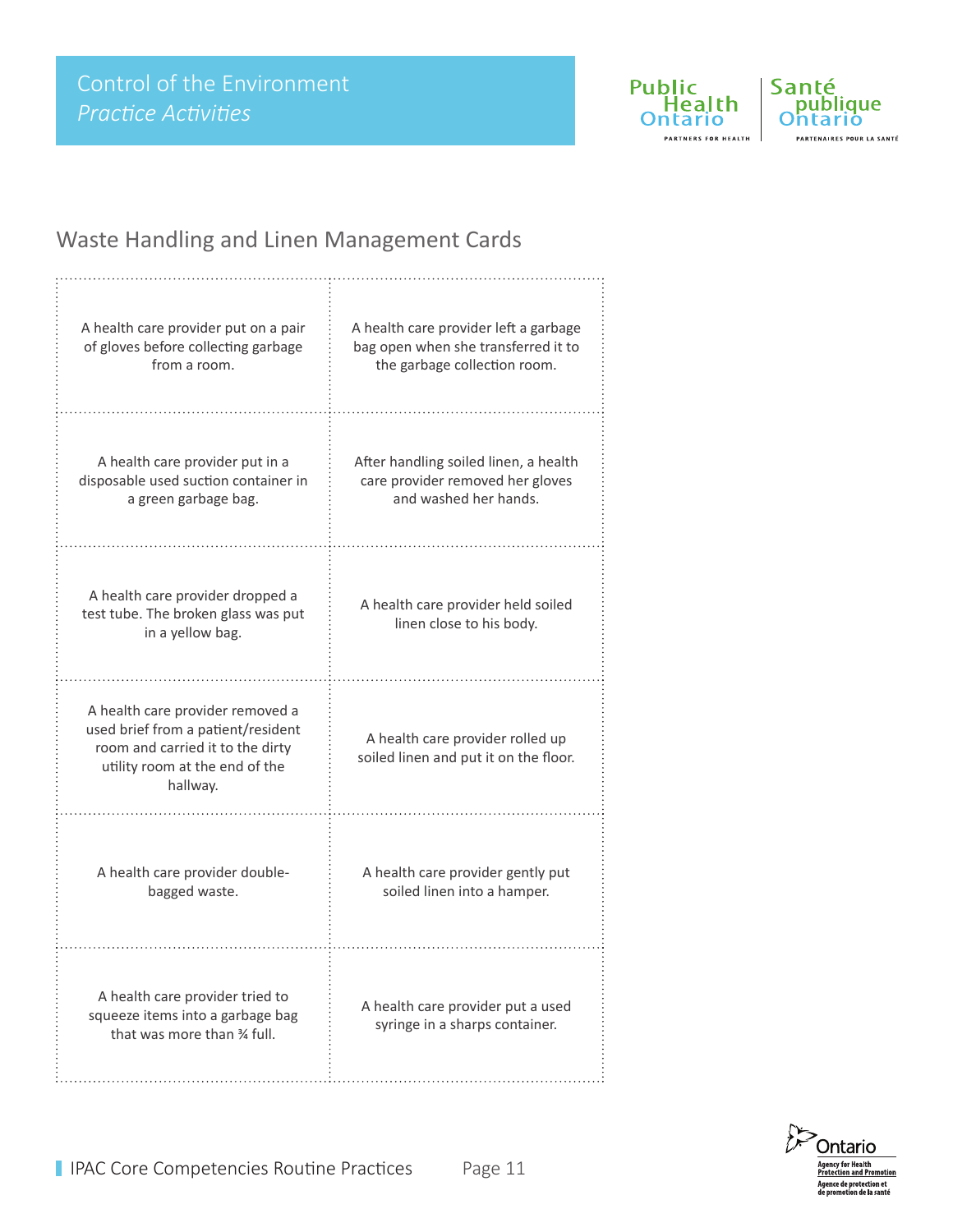Control of the Environment
*Practice Activities*

## Waste Handling and Linen Management Cards

| | |
|---|---|
| A health care provider put on a pair of gloves before collecting garbage from a room. | A health care provider left a garbage bag open when she transferred it to the garbage collection room. |
| A health care provider put in a disposable used suction container in a green garbage bag. | After handling soiled linen, a health care provider removed her gloves and washed her hands. |
| A health care provider dropped a test tube. The broken glass was put in a yellow bag. | A health care provider held soiled linen close to his body. |
| A health care provider removed a used brief from a patient/resident room and carried it to the dirty utility room at the end of the hallway. | A health care provider rolled up soiled linen and put it on the floor. |
| A health care provider double-bagged waste. | A health care provider gently put soiled linen into a hamper. |
| A health care provider tried to squeeze items into a garbage bag that was more than ¾ full. | A health care provider put a used syringe in a sharps container. |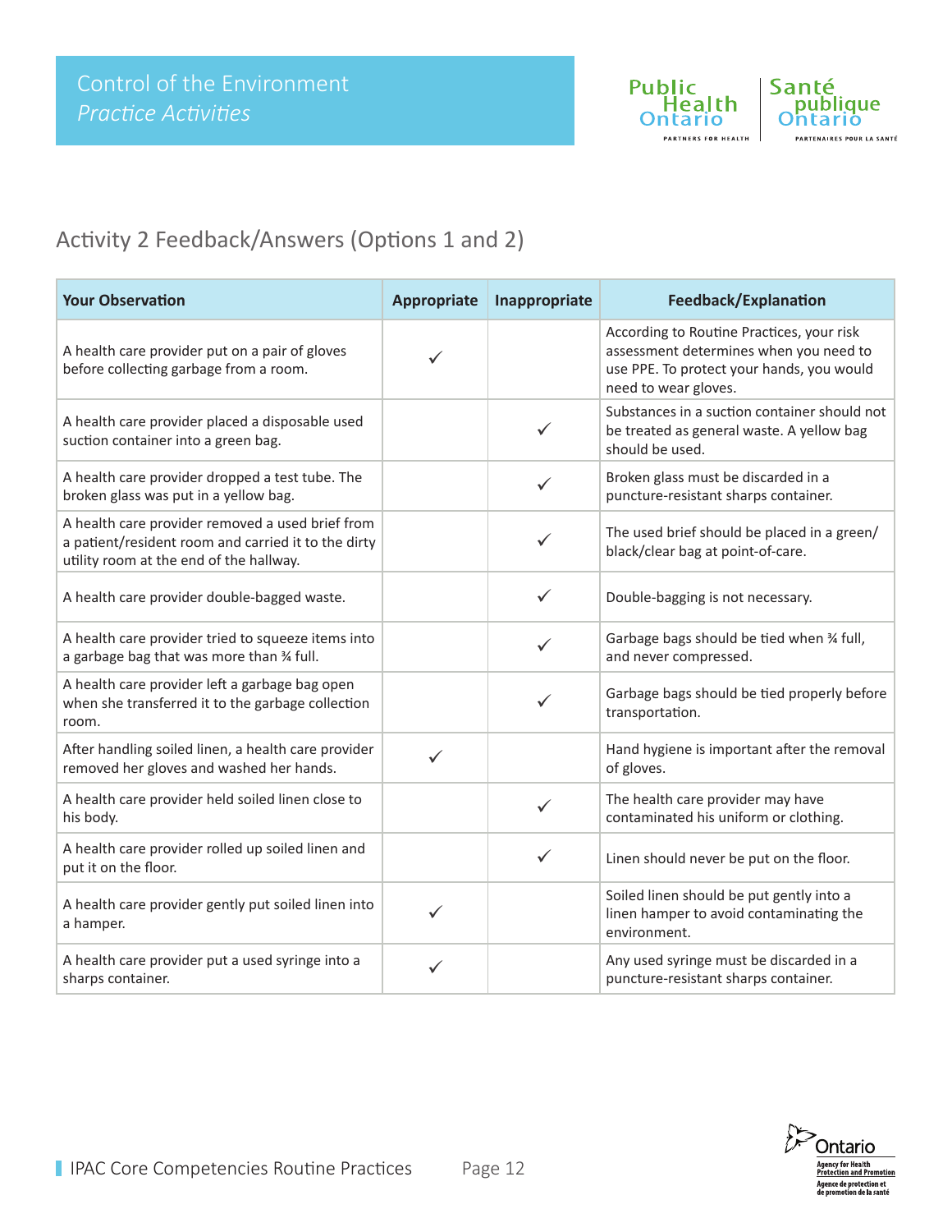Control of the Environment
*Practice Activities*

## Activity 2 Feedback/Answers (Options 1 and 2)

| Your Observation | Appropriate | Inappropriate | Feedback/Explanation |
|---|---|---|---|
| A health care provider put on a pair of gloves before collecting garbage from a room. | ✓ | | According to Routine Practices, your risk assessment determines when you need to use PPE. To protect your hands, you would need to wear gloves. |
| A health care provider placed a disposable used suction container into a green bag. | | ✓ | Substances in a suction container should not be treated as general waste. A yellow bag should be used. |
| A health care provider dropped a test tube. The broken glass was put in a yellow bag. | | ✓ | Broken glass must be discarded in a puncture-resistant sharps container. |
| A health care provider removed a used brief from a patient/resident room and carried it to the dirty utility room at the end of the hallway. | | ✓ | The used brief should be placed in a green/black/clear bag at point-of-care. |
| A health care provider double-bagged waste. | | ✓ | Double-bagging is not necessary. |
| A health care provider tried to squeeze items into a garbage bag that was more than ¾ full. | | ✓ | Garbage bags should be tied when ¾ full, and never compressed. |
| A health care provider left a garbage bag open when she transferred it to the garbage collection room. | | ✓ | Garbage bags should be tied properly before transportation. |
| After handling soiled linen, a health care provider removed her gloves and washed her hands. | ✓ | | Hand hygiene is important after the removal of gloves. |
| A health care provider held soiled linen close to his body. | | ✓ | The health care provider may have contaminated his uniform or clothing. |
| A health care provider rolled up soiled linen and put it on the floor. | | ✓ | Linen should never be put on the floor. |
| A health care provider gently put soiled linen into a hamper. | ✓ | | Soiled linen should be put gently into a linen hamper to avoid contaminating the environment. |
| A health care provider put a used syringe into a sharps container. | ✓ | | Any used syringe must be discarded in a puncture-resistant sharps container. |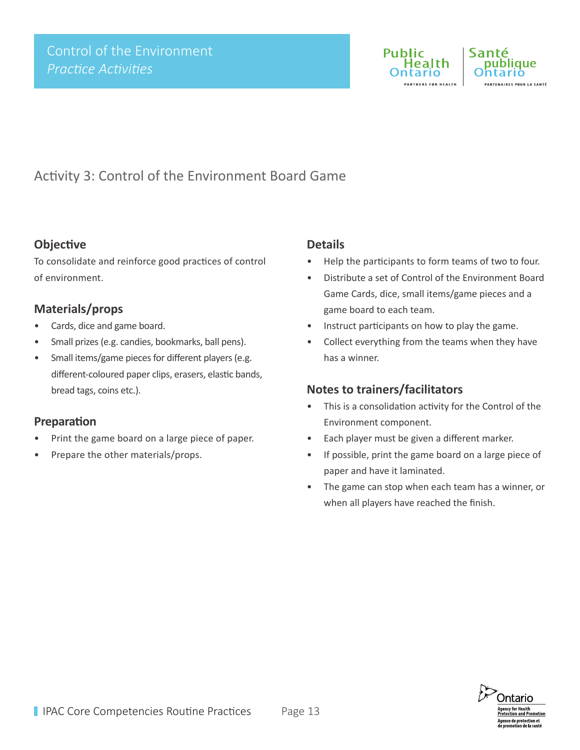## Activity 3: Control of the Environment Board Game

### Objective

To consolidate and reinforce good practices of control of environment.

### Materials/props

- Cards, dice and game board.
- Small prizes (e.g. candies, bookmarks, ball pens).
- Small items/game pieces for different players (e.g. different-coloured paper clips, erasers, elastic bands, bread tags, coins etc.).

### Preparation

- Print the game board on a large piece of paper.
- Prepare the other materials/props.

### Details

- Help the participants to form teams of two to four.
- Distribute a set of Control of the Environment Board Game Cards, dice, small items/game pieces and a game board to each team.
- Instruct participants on how to play the game.
- Collect everything from the teams when they have has a winner.

### Notes to trainers/facilitators

- This is a consolidation activity for the Control of the Environment component.
- Each player must be given a different marker.
- If possible, print the game board on a large piece of paper and have it laminated.
- The game can stop when each team has a winner, or when all players have reached the finish.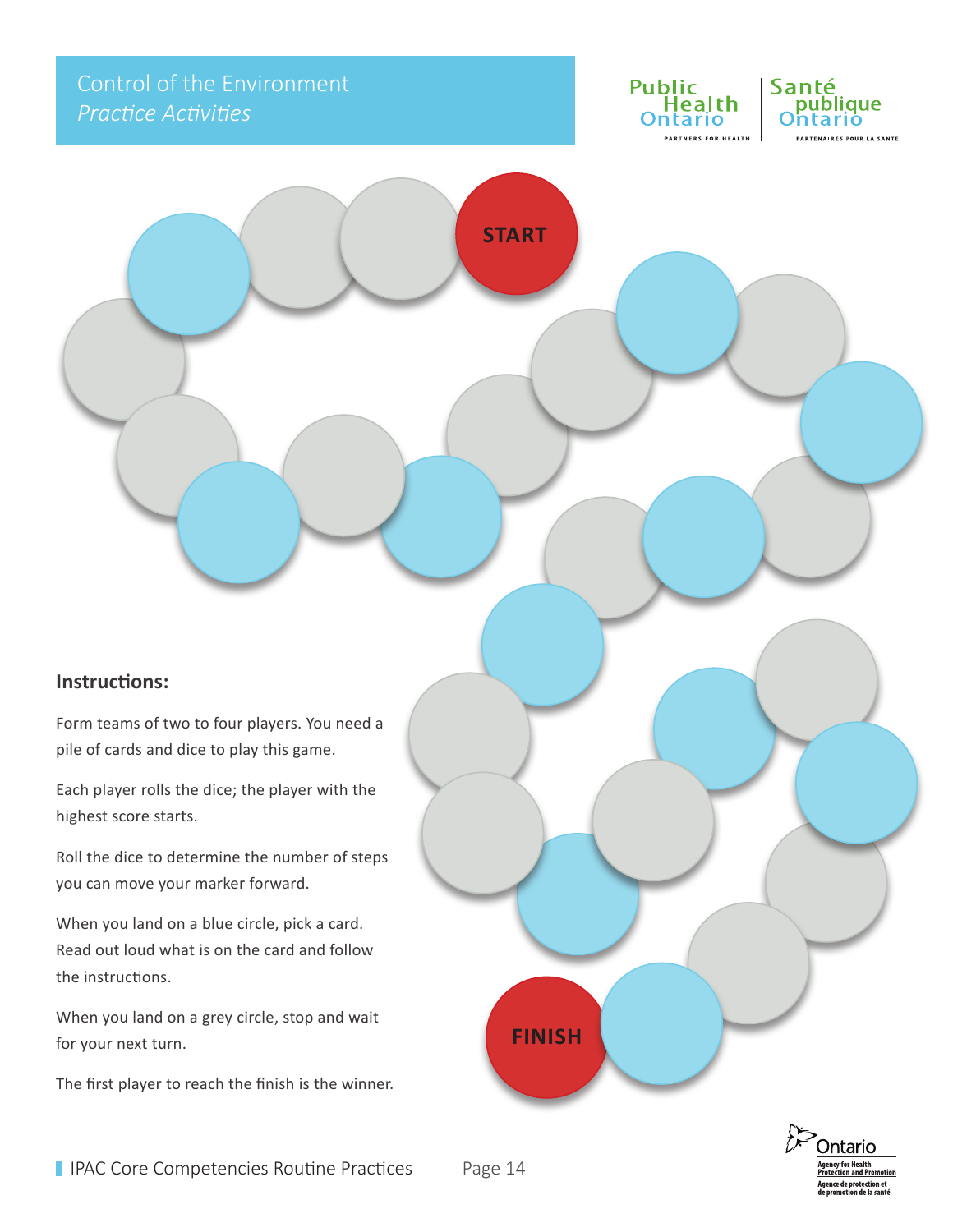# Control of the Environment
*Practice Activities*

START

FINISH

## Instructions:

Form teams of two to four players. You need a pile of cards and dice to play this game.

Each player rolls the dice; the player with the highest score starts.

Roll the dice to determine the number of steps you can move your marker forward.

When you land on a blue circle, pick a card. Read out loud what is on the card and follow the instructions.

When you land on a grey circle, stop and wait for your next turn.

The first player to reach the finish is the winner.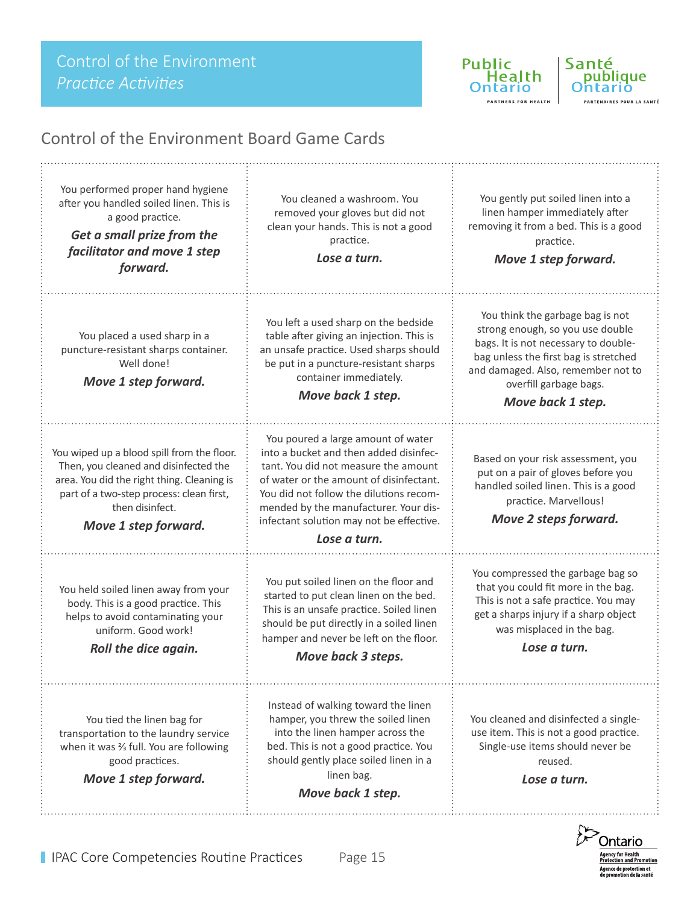Control of the Environment
*Practice Activities*

## Control of the Environment Board Game Cards

| | | |
|---|---|---|
| You performed proper hand hygiene after you handled soiled linen. This is a good practice. ***Get a small prize from the facilitator and move 1 step forward.*** | You cleaned a washroom. You removed your gloves but did not clean your hands. This is not a good practice. ***Lose a turn.*** | You gently put soiled linen into a linen hamper immediately after removing it from a bed. This is a good practice. ***Move 1 step forward.*** |
| You placed a used sharp in a puncture-resistant sharps container. Well done! ***Move 1 step forward.*** | You left a used sharp on the bedside table after giving an injection. This is an unsafe practice. Used sharps should be put in a puncture-resistant sharps container immediately. ***Move back 1 step.*** | You think the garbage bag is not strong enough, so you use double bags. It is not necessary to double-bag unless the first bag is stretched and damaged. Also, remember not to overfill garbage bags. ***Move back 1 step.*** |
| You wiped up a blood spill from the floor. Then, you cleaned and disinfected the area. You did the right thing. Cleaning is part of a two-step process: clean first, then disinfect. ***Move 1 step forward.*** | You poured a large amount of water into a bucket and then added disinfectant. You did not measure the amount of water or the amount of disinfectant. You did not follow the dilutions recommended by the manufacturer. Your disinfectant solution may not be effective. ***Lose a turn.*** | Based on your risk assessment, you put on a pair of gloves before you handled soiled linen. This is a good practice. Marvellous! ***Move 2 steps forward.*** |
| You held soiled linen away from your body. This is a good practice. This helps to avoid contaminating your uniform. Good work! ***Roll the dice again.*** | You put soiled linen on the floor and started to put clean linen on the bed. This is an unsafe practice. Soiled linen should be put directly in a soiled linen hamper and never be left on the floor. ***Move back 3 steps.*** | You compressed the garbage bag so that you could fit more in the bag. This is not a safe practice. You may get a sharps injury if a sharp object was misplaced in the bag. ***Lose a turn.*** |
| You tied the linen bag for transportation to the laundry service when it was ⅔ full. You are following good practices. ***Move 1 step forward.*** | Instead of walking toward the linen hamper, you threw the soiled linen into the linen hamper across the bed. This is not a good practice. You should gently place soiled linen in a linen bag. ***Move back 1 step.*** | You cleaned and disinfected a single-use item. This is not a good practice. Single-use items should never be reused. ***Lose a turn.*** |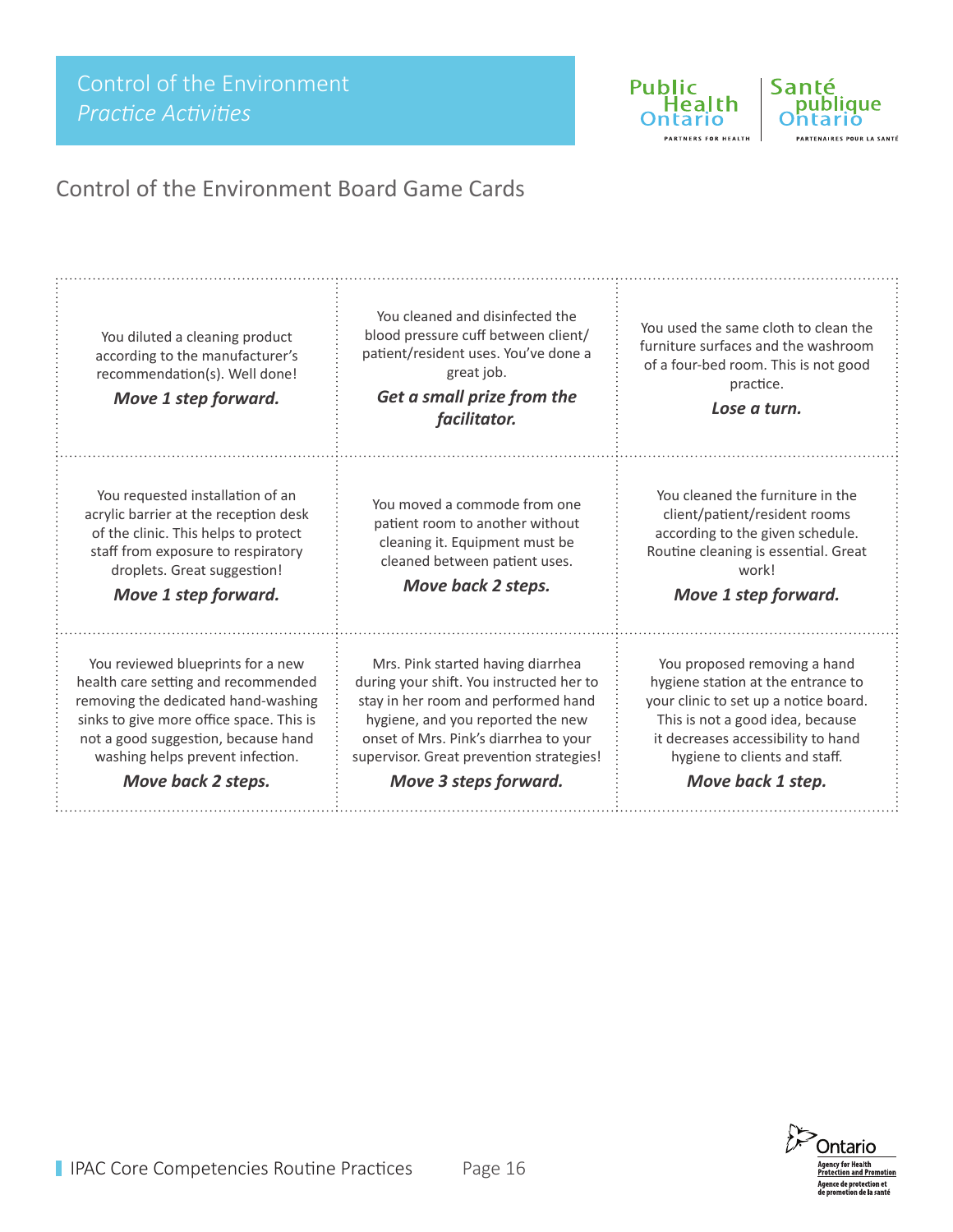## Control of the Environment Board Game Cards

| | | |
|---|---|---|
| You diluted a cleaning product according to the manufacturer's recommendation(s). Well done! ***Move 1 step forward.*** | You cleaned and disinfected the blood pressure cuff between client/patient/resident uses. You've done a great job. ***Get a small prize from the facilitator.*** | You used the same cloth to clean the furniture surfaces and the washroom of a four-bed room. This is not good practice. ***Lose a turn.*** |
| You requested installation of an acrylic barrier at the reception desk of the clinic. This helps to protect staff from exposure to respiratory droplets. Great suggestion! ***Move 1 step forward.*** | You moved a commode from one patient room to another without cleaning it. Equipment must be cleaned between patient uses. ***Move back 2 steps.*** | You cleaned the furniture in the client/patient/resident rooms according to the given schedule. Routine cleaning is essential. Great work! ***Move 1 step forward.*** |
| You reviewed blueprints for a new health care setting and recommended removing the dedicated hand-washing sinks to give more office space. This is not a good suggestion, because hand washing helps prevent infection. ***Move back 2 steps.*** | Mrs. Pink started having diarrhea during your shift. You instructed her to stay in her room and performed hand hygiene, and you reported the new onset of Mrs. Pink's diarrhea to your supervisor. Great prevention strategies! ***Move 3 steps forward.*** | You proposed removing a hand hygiene station at the entrance to your clinic to set up a notice board. This is not a good idea, because it decreases accessibility to hand hygiene to clients and staff. ***Move back 1 step.*** |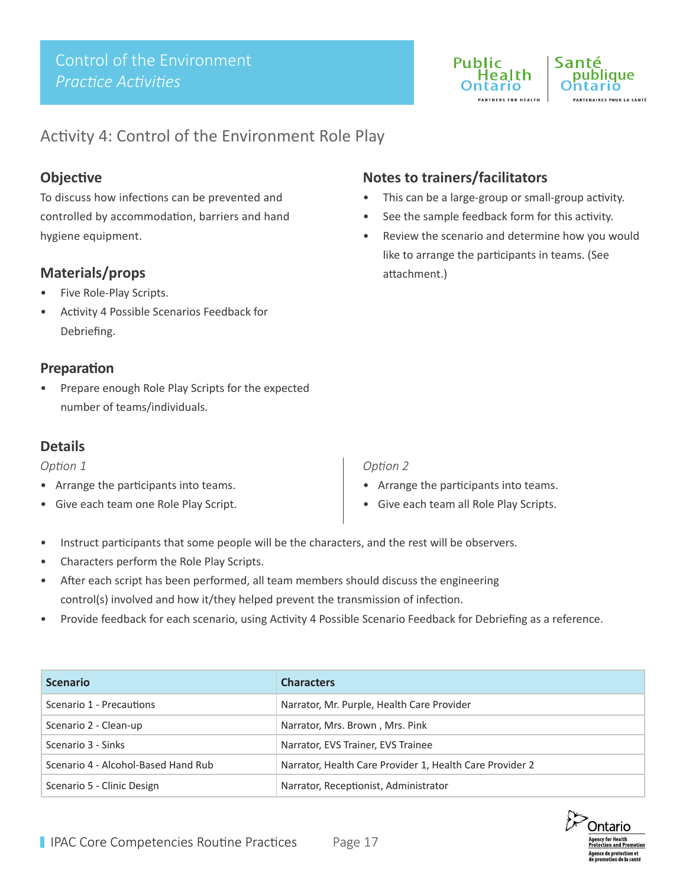# Activity 4: Control of the Environment Role Play

## Objective

To discuss how infections can be prevented and controlled by accommodation, barriers and hand hygiene equipment.

## Materials/props

- Five Role-Play Scripts.
- Activity 4 Possible Scenarios Feedback for Debriefing.

## Preparation

- Prepare enough Role Play Scripts for the expected number of teams/individuals.

## Notes to trainers/facilitators

- This can be a large-group or small-group activity.
- See the sample feedback form for this activity.
- Review the scenario and determine how you would like to arrange the participants in teams. (See attachment.)

## Details

*Option 1*

- Arrange the participants into teams.
- Give each team one Role Play Script.

*Option 2*

- Arrange the participants into teams.
- Give each team all Role Play Scripts.

- Instruct participants that some people will be the characters, and the rest will be observers.
- Characters perform the Role Play Scripts.
- After each script has been performed, all team members should discuss the engineering control(s) involved and how it/they helped prevent the transmission of infection.
- Provide feedback for each scenario, using Activity 4 Possible Scenario Feedback for Debriefing as a reference.

| Scenario | Characters |
|---|---|
| Scenario 1 - Precautions | Narrator, Mr. Purple, Health Care Provider |
| Scenario 2 - Clean-up | Narrator, Mrs. Brown , Mrs. Pink |
| Scenario 3 - Sinks | Narrator, EVS Trainer, EVS Trainee |
| Scenario 4 - Alcohol-Based Hand Rub | Narrator, Health Care Provider 1, Health Care Provider 2 |
| Scenario 5 - Clinic Design | Narrator, Receptionist, Administrator |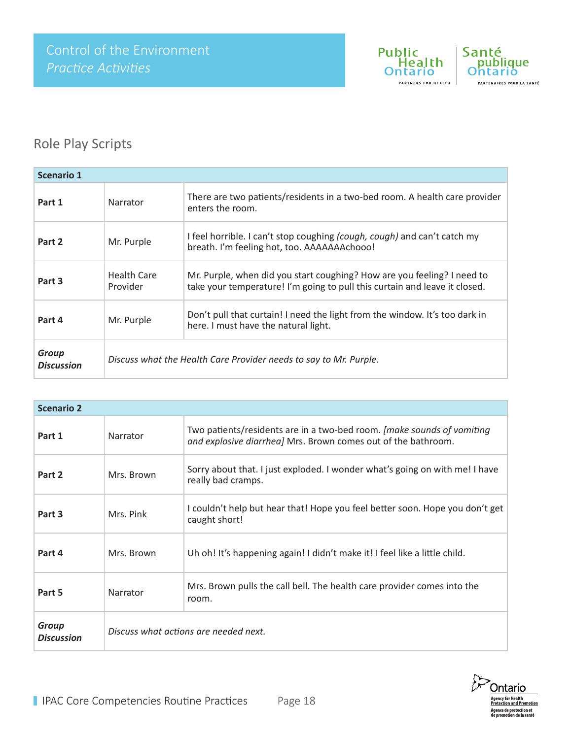# Control of the Environment
*Practice Activities*

## Role Play Scripts

| Scenario 1 | | |
|---|---|---|
| **Part 1** | Narrator | There are two patients/residents in a two-bed room. A health care provider enters the room. |
| **Part 2** | Mr. Purple | I feel horrible. I can't stop coughing *(cough, cough)* and can't catch my breath. I'm feeling hot, too. AAAAAAAchooo! |
| **Part 3** | Health Care Provider | Mr. Purple, when did you start coughing? How are you feeling? I need to take your temperature! I'm going to pull this curtain and leave it closed. |
| **Part 4** | Mr. Purple | Don't pull that curtain! I need the light from the window. It's too dark in here. I must have the natural light. |
| ***Group Discussion*** | *Discuss what the Health Care Provider needs to say to Mr. Purple.* | |

| Scenario 2 | | |
|---|---|---|
| **Part 1** | Narrator | Two patients/residents are in a two-bed room. *[make sounds of vomiting and explosive diarrhea]* Mrs. Brown comes out of the bathroom. |
| **Part 2** | Mrs. Brown | Sorry about that. I just exploded. I wonder what's going on with me! I have really bad cramps. |
| **Part 3** | Mrs. Pink | I couldn't help but hear that! Hope you feel better soon. Hope you don't get caught short! |
| **Part 4** | Mrs. Brown | Uh oh! It's happening again! I didn't make it! I feel like a little child. |
| **Part 5** | Narrator | Mrs. Brown pulls the call bell. The health care provider comes into the room. |
| ***Group Discussion*** | *Discuss what actions are needed next.* | |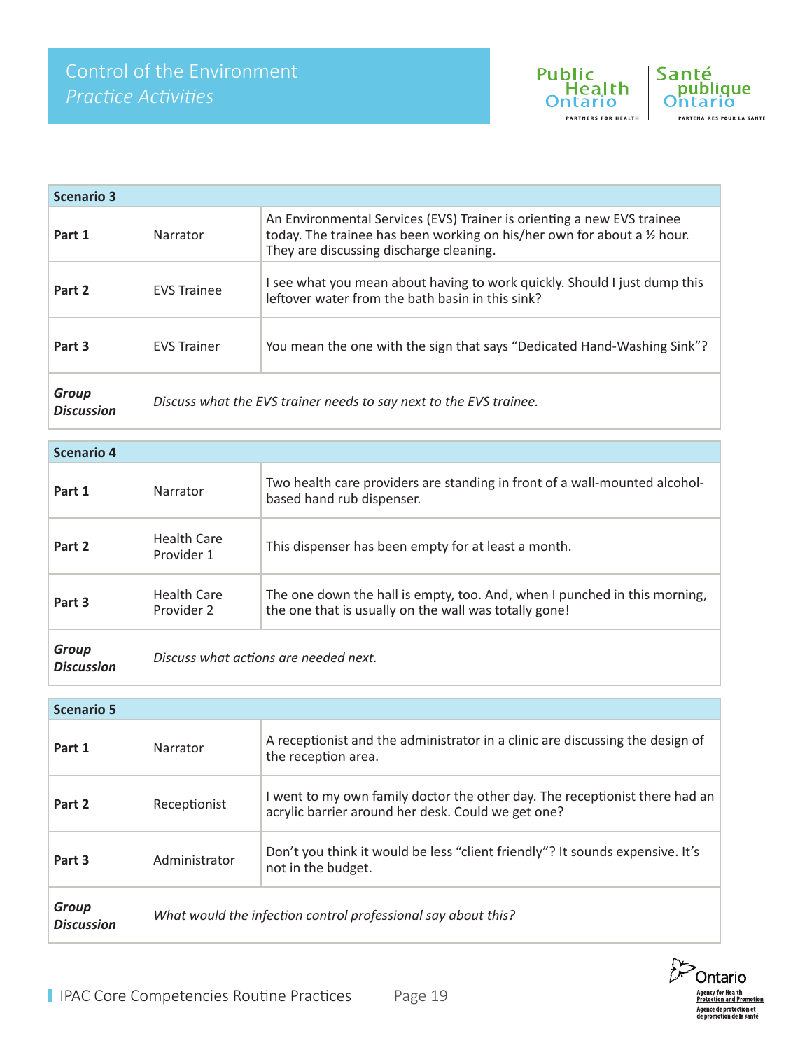| Scenario 3 | | |
|---|---|---|
| **Part 1** | Narrator | An Environmental Services (EVS) Trainer is orienting a new EVS trainee today. The trainee has been working on his/her own for about a ½ hour. They are discussing discharge cleaning. |
| **Part 2** | EVS Trainee | I see what you mean about having to work quickly. Should I just dump this leftover water from the bath basin in this sink? |
| **Part 3** | EVS Trainer | You mean the one with the sign that says "Dedicated Hand-Washing Sink"? |
| ***Group Discussion*** | *Discuss what the EVS trainer needs to say next to the EVS trainee.* | |

| Scenario 4 | | |
|---|---|---|
| **Part 1** | Narrator | Two health care providers are standing in front of a wall-mounted alcohol-based hand rub dispenser. |
| **Part 2** | Health Care Provider 1 | This dispenser has been empty for at least a month. |
| **Part 3** | Health Care Provider 2 | The one down the hall is empty, too. And, when I punched in this morning, the one that is usually on the wall was totally gone! |
| ***Group Discussion*** | *Discuss what actions are needed next.* | |

| Scenario 5 | | |
|---|---|---|
| **Part 1** | Narrator | A receptionist and the administrator in a clinic are discussing the design of the reception area. |
| **Part 2** | Receptionist | I went to my own family doctor the other day. The receptionist there had an acrylic barrier around her desk. Could we get one? |
| **Part 3** | Administrator | Don't you think it would be less "client friendly"? It sounds expensive. It's not in the budget. |
| ***Group Discussion*** | *What would the infection control professional say about this?* | |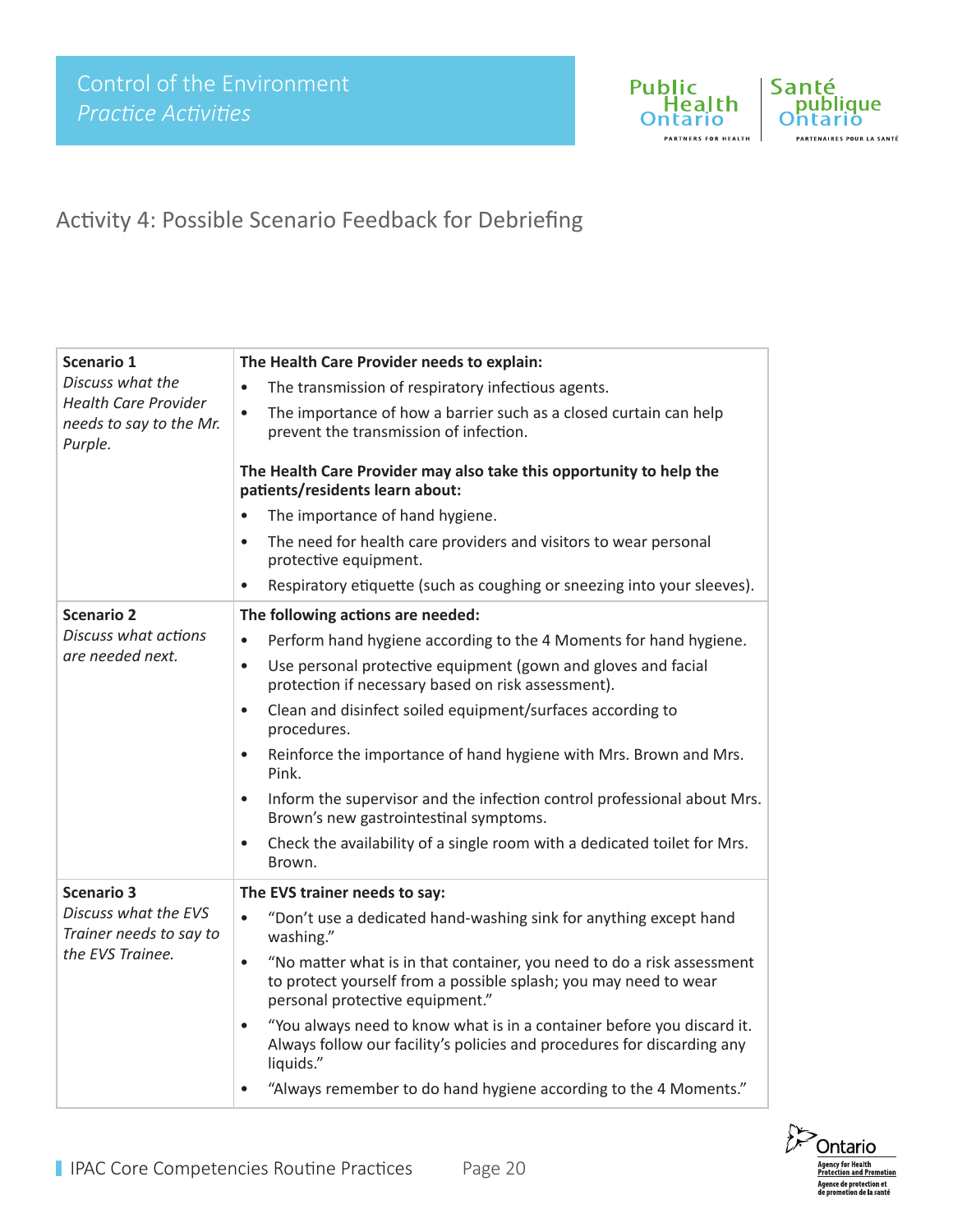## Activity 4: Possible Scenario Feedback for Debriefing

| | |
|---|---|
| **Scenario 1**<br>*Discuss what the Health Care Provider needs to say to the Mr. Purple.* | **The Health Care Provider needs to explain:**<br>• The transmission of respiratory infectious agents.<br>• The importance of how a barrier such as a closed curtain can help prevent the transmission of infection.<br><br>**The Health Care Provider may also take this opportunity to help the patients/residents learn about:**<br>• The importance of hand hygiene.<br>• The need for health care providers and visitors to wear personal protective equipment.<br>• Respiratory etiquette (such as coughing or sneezing into your sleeves). |
| **Scenario 2**<br>*Discuss what actions are needed next.* | **The following actions are needed:**<br>• Perform hand hygiene according to the 4 Moments for hand hygiene.<br>• Use personal protective equipment (gown and gloves and facial protection if necessary based on risk assessment).<br>• Clean and disinfect soiled equipment/surfaces according to procedures.<br>• Reinforce the importance of hand hygiene with Mrs. Brown and Mrs. Pink.<br>• Inform the supervisor and the infection control professional about Mrs. Brown's new gastrointestinal symptoms.<br>• Check the availability of a single room with a dedicated toilet for Mrs. Brown. |
| **Scenario 3**<br>*Discuss what the EVS Trainer needs to say to the EVS Trainee.* | **The EVS trainer needs to say:**<br>• "Don't use a dedicated hand-washing sink for anything except hand washing."<br>• "No matter what is in that container, you need to do a risk assessment to protect yourself from a possible splash; you may need to wear personal protective equipment."<br>• "You always need to know what is in a container before you discard it. Always follow our facility's policies and procedures for discarding any liquids."<br>• "Always remember to do hand hygiene according to the 4 Moments." |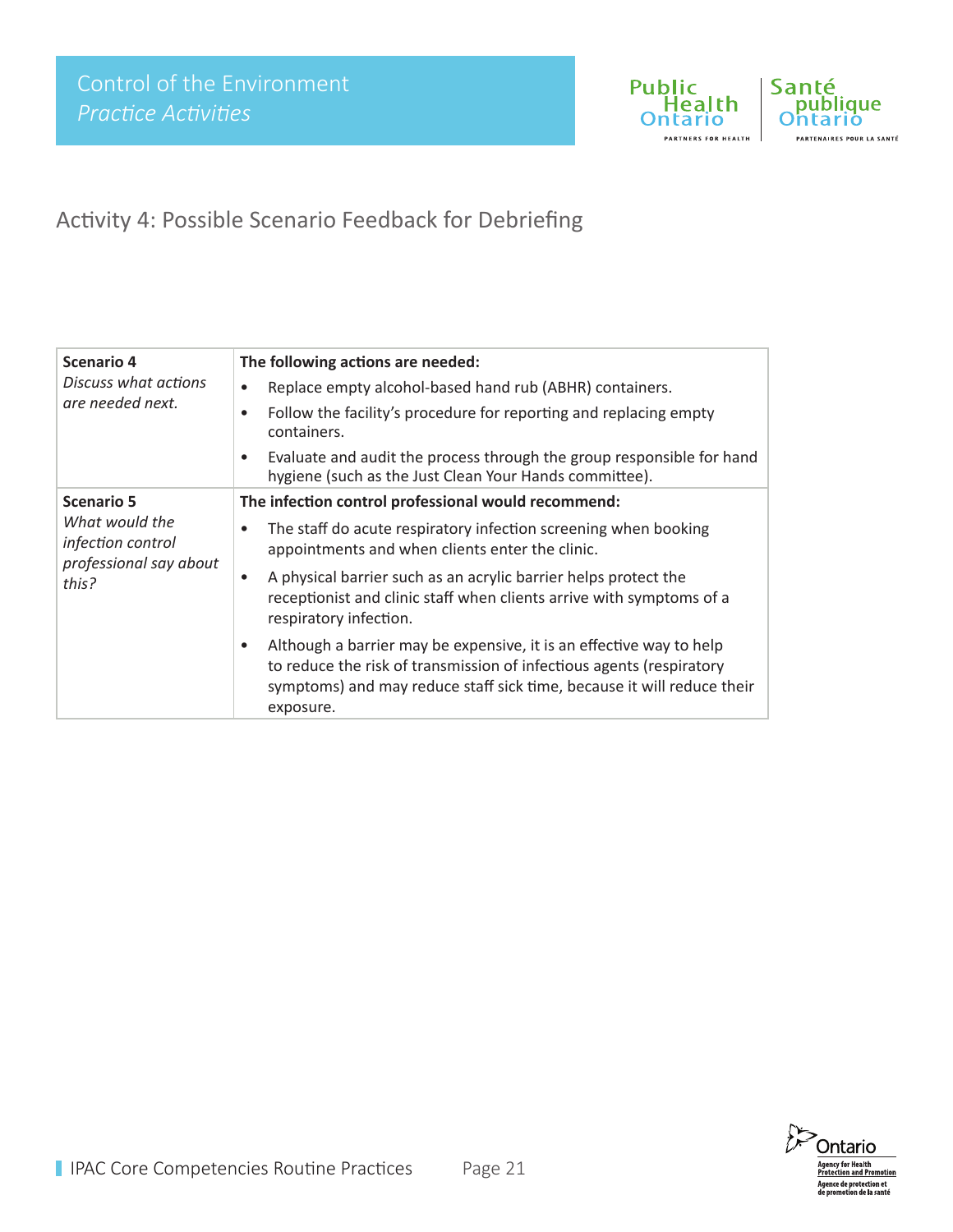## Activity 4: Possible Scenario Feedback for Debriefing

| | |
|---|---|
| **Scenario 4**<br>*Discuss what actions are needed next.* | **The following actions are needed:**<br>• Replace empty alcohol-based hand rub (ABHR) containers.<br>• Follow the facility's procedure for reporting and replacing empty containers.<br>• Evaluate and audit the process through the group responsible for hand hygiene (such as the Just Clean Your Hands committee). |
| **Scenario 5**<br>*What would the infection control professional say about this?* | **The infection control professional would recommend:**<br>• The staff do acute respiratory infection screening when booking appointments and when clients enter the clinic.<br>• A physical barrier such as an acrylic barrier helps protect the receptionist and clinic staff when clients arrive with symptoms of a respiratory infection.<br>• Although a barrier may be expensive, it is an effective way to help to reduce the risk of transmission of infectious agents (respiratory symptoms) and may reduce staff sick time, because it will reduce their exposure. |